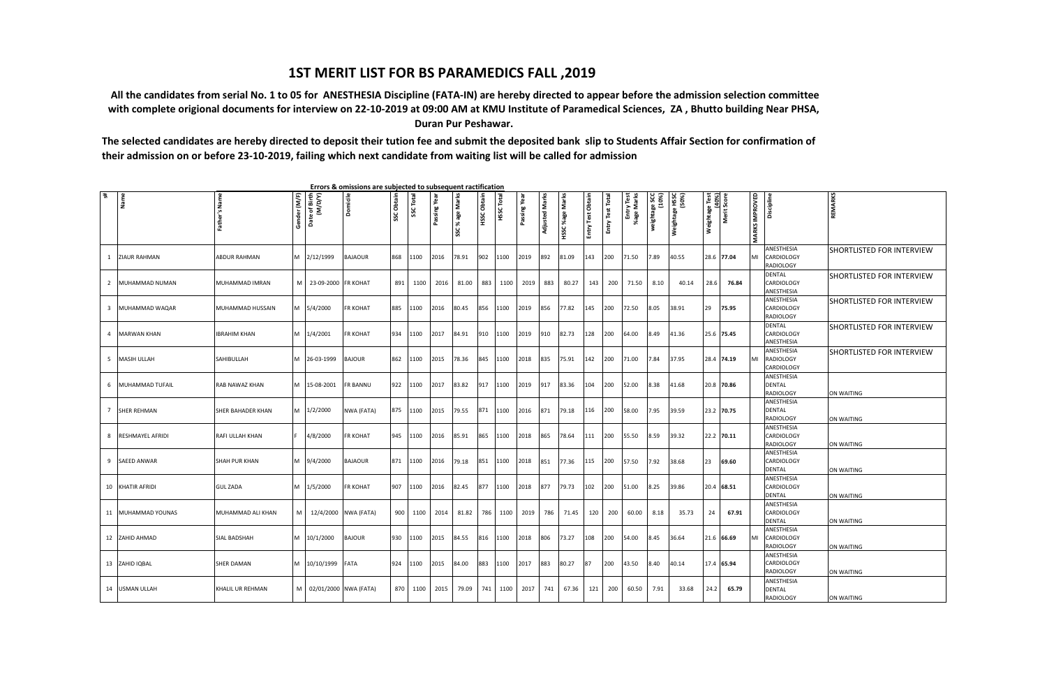# 1ST MERIT LIST FOR BS PARAMEDICS FALL ,2019

**All the candidates from serial No. 1 to 05 for ANESTHESIA Discipline (FATA-IN) are hereby directed to appear before the admission selection committee with complete origional documents for interview on 22-10-2019 at 09:00 AM at KMU Institute of Paramedical Sciences, ZA , Bhutto building Near PHSA, Duran Pur Peshawar.**

**The selected candidates are hereby directed to deposit their tution fee and submit the deposited bank slip to Students Affair Section for confirmation of their admission on or before 23-10-2019, failing which next candidate from waiting list will be called for admission**

Errors & omissions are subjected to subsequent ractification

| S# | Name | Father's Name | Gender (M/F) | Date of Birth (M/D/Y) | Domicile | SSC Obtain | SSC Total | Passing Year | SSC %age Marks | HSSC Obtain | HSSC Total | Passing Year | Adjusted Marks | HSSC %age Marks | Entry Test Obtain | Entry Test Total | Entry Test %age Marks | weightage SCC (10%) | Weightage HSSC (50%) | Weightage Test (40%) | Merit Score | MARKS IMPROVED | Discipline | REMARKS |
|---|---|---|---|---|---|---|---|---|---|---|---|---|---|---|---|---|---|---|---|---|---|---|---|---|
| 1 | ZIAUR RAHMAN | ABDUR RAHMAN | M | 2/12/1999 | BAJAOUR | 868 | 1100 | 2016 | 78.91 | 902 | 1100 | 2019 | 892 | 81.09 | 143 | 200 | 71.50 | 7.89 | 40.55 | 28.6 | **77.04** | MI | ANESTHESIA CARDIOLOGY RADIOLOGY | SHORTLISTED FOR INTERVIEW |
| 2 | MUHAMMAD NUMAN | MUHAMMAD IMRAN | M | 23-09-2000 | FR KOHAT | 891 | 1100 | 2016 | 81.00 | 883 | 1100 | 2019 | 883 | 80.27 | 143 | 200 | 71.50 | 8.10 | 40.14 | 28.6 | **76.84** | | DENTAL CARDIOLOGY ANESTHESIA | SHORTLISTED FOR INTERVIEW |
| 3 | MUHAMMAD WAQAR | MUHAMMAD HUSSAIN | M | 5/4/2000 | FR KOHAT | 885 | 1100 | 2016 | 80.45 | 856 | 1100 | 2019 | 856 | 77.82 | 145 | 200 | 72.50 | 8.05 | 38.91 | 29 | **75.95** | | ANESTHESIA CARDIOLOGY RADIOLOGY | SHORTLISTED FOR INTERVIEW |
| 4 | MARWAN KHAN | IBRAHIM KHAN | M | 1/4/2001 | FR KOHAT | 934 | 1100 | 2017 | 84.91 | 910 | 1100 | 2019 | 910 | 82.73 | 128 | 200 | 64.00 | 8.49 | 41.36 | 25.6 | **75.45** | | DENTAL CARDIOLOGY ANESTHESIA | SHORTLISTED FOR INTERVIEW |
| 5 | MASIH ULLAH | SAHIBULLAH | M | 26-03-1999 | BAJOUR | 862 | 1100 | 2015 | 78.36 | 845 | 1100 | 2018 | 835 | 75.91 | 142 | 200 | 71.00 | 7.84 | 37.95 | 28.4 | **74.19** | MI | ANESTHESIA RADIOLOGY CARDIOLOGY | SHORTLISTED FOR INTERVIEW |
| 6 | MUHAMMAD TUFAIL | RAB NAWAZ KHAN | M | 15-08-2001 | FR BANNU | 922 | 1100 | 2017 | 83.82 | 917 | 1100 | 2019 | 917 | 83.36 | 104 | 200 | 52.00 | 8.38 | 41.68 | 20.8 | **70.86** | | ANESTHESIA DENTAL RADIOLOGY | ON WAITING |
| 7 | SHER REHMAN | SHER BAHADER KHAN | M | 1/2/2000 | NWA (FATA) | 875 | 1100 | 2015 | 79.55 | 871 | 1100 | 2016 | 871 | 79.18 | 116 | 200 | 58.00 | 7.95 | 39.59 | 23.2 | **70.75** | | ANESTHESIA DENTAL RADIOLOGY | ON WAITING |
| 8 | RESHMAYEL AFRIDI | RAFI ULLAH KHAN | F | 4/8/2000 | FR KOHAT | 945 | 1100 | 2016 | 85.91 | 865 | 1100 | 2018 | 865 | 78.64 | 111 | 200 | 55.50 | 8.59 | 39.32 | 22.2 | **70.11** | | ANESTHESIA CARDIOLOGY RADIOLOGY | ON WAITING |
| 9 | SAEED ANWAR | SHAH PUR KHAN | M | 9/4/2000 | BAJAOUR | 871 | 1100 | 2016 | 79.18 | 851 | 1100 | 2018 | 851 | 77.36 | 115 | 200 | 57.50 | 7.92 | 38.68 | 23 | **69.60** | | ANESTHESIA CARDIOLOGY DENTAL | ON WAITING |
| 10 | KHATIR AFRIDI | GUL ZADA | M | 1/5/2000 | FR KOHAT | 907 | 1100 | 2016 | 82.45 | 877 | 1100 | 2018 | 877 | 79.73 | 102 | 200 | 51.00 | 8.25 | 39.86 | 20.4 | **68.51** | | ANESTHESIA CARDIOLOGY DENTAL | ON WAITING |
| 11 | MUHAMMAD YOUNAS | MUHAMMAD ALI KHAN | M | 12/4/2000 | NWA (FATA) | 900 | 1100 | 2014 | 81.82 | 786 | 1100 | 2019 | 786 | 71.45 | 120 | 200 | 60.00 | 8.18 | 35.73 | 24 | **67.91** | | ANESTHESIA CARDIOLOGY DENTAL | ON WAITING |
| 12 | ZAHID AHMAD | SIAL BADSHAH | M | 10/1/2000 | BAJOUR | 930 | 1100 | 2015 | 84.55 | 816 | 1100 | 2018 | 806 | 73.27 | 108 | 200 | 54.00 | 8.45 | 36.64 | 21.6 | **66.69** | MI | ANESTHESIA CARDIOLOGY RADIOLOGY | ON WAITING |
| 13 | ZAHID IQBAL | SHER DAMAN | M | 10/10/1999 | FATA | 924 | 1100 | 2015 | 84.00 | 883 | 1100 | 2017 | 883 | 80.27 | 87 | 200 | 43.50 | 8.40 | 40.14 | 17.4 | **65.94** | | ANESTHESIA CARDIOLOGY RADIOLOGY | ON WAITING |
| 14 | USMAN ULLAH | KHALIL UR REHMAN | M | 02/01/2000 | NWA (FATA) | 870 | 1100 | 2015 | 79.09 | 741 | 1100 | 2017 | 741 | 67.36 | 121 | 200 | 60.50 | 7.91 | 33.68 | 24.2 | **65.79** | | ANESTHESIA DENTAL RADIOLOGY | ON WAITING |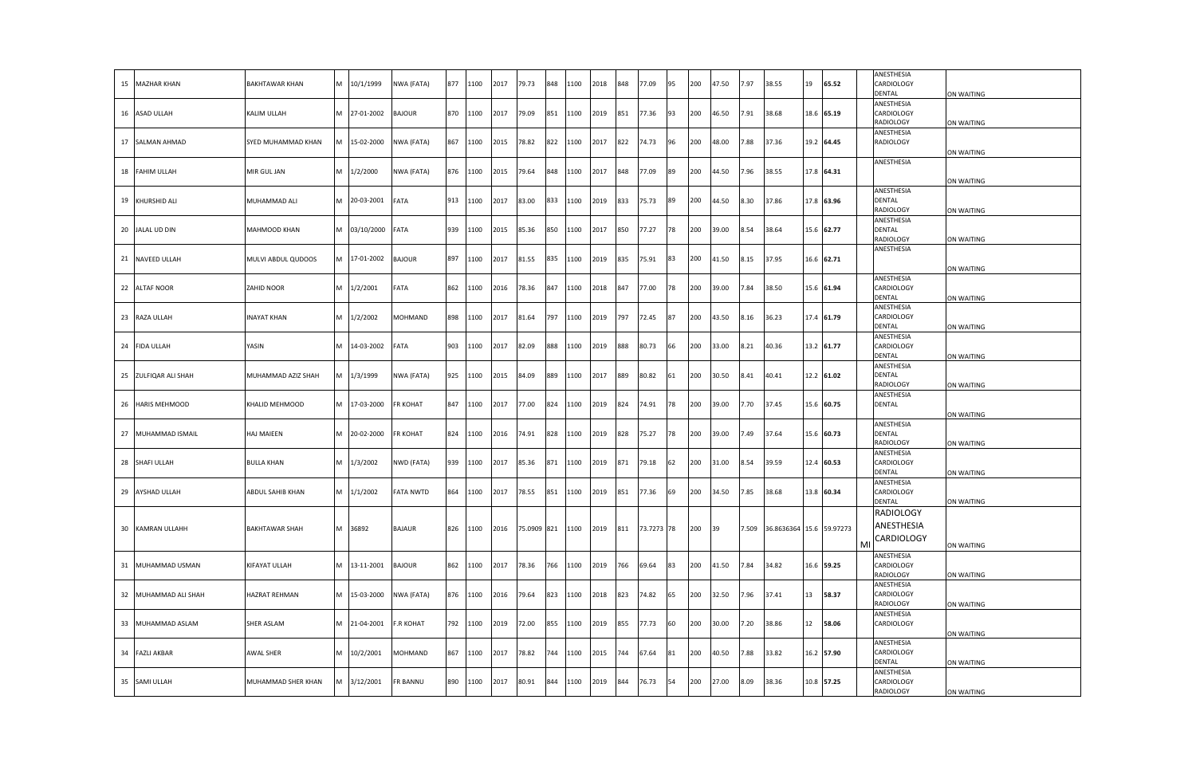| 15 | MAZHAR KHAN | BAKHTAWAR KHAN | M | 10/1/1999 | NWA (FATA) | 877 | 1100 | 2017 | 79.73 | 848 | 1100 | 2018 | 848 | 77.09 | 95 | 200 | 47.50 | 7.97 | 38.55 | 19 | **65.52** | ANESTHESIA CARDIOLOGY DENTAL | ON WAITING |
|---|---|---|---|---|---|---|---|---|---|---|---|---|---|---|---|---|---|---|---|---|---|---|---|
| 16 | ASAD ULLAH | KALIM ULLAH | M | 27-01-2002 | BAJOUR | 870 | 1100 | 2017 | 79.09 | 851 | 1100 | 2019 | 851 | 77.36 | 93 | 200 | 46.50 | 7.91 | 38.68 | 18.6 | **65.19** | ANESTHESIA CARDIOLOGY RADIOLOGY | ON WAITING |
| 17 | SALMAN AHMAD | SYED MUHAMMAD KHAN | M | 15-02-2000 | NWA (FATA) | 867 | 1100 | 2015 | 78.82 | 822 | 1100 | 2017 | 822 | 74.73 | 96 | 200 | 48.00 | 7.88 | 37.36 | 19.2 | **64.45** | ANESTHESIA RADIOLOGY | ON WAITING |
| 18 | FAHIM ULLAH | MIR GUL JAN | M | 1/2/2000 | NWA (FATA) | 876 | 1100 | 2015 | 79.64 | 848 | 1100 | 2017 | 848 | 77.09 | 89 | 200 | 44.50 | 7.96 | 38.55 | 17.8 | **64.31** | ANESTHESIA | ON WAITING |
| 19 | KHURSHID ALI | MUHAMMAD ALI | M | 20-03-2001 | FATA | 913 | 1100 | 2017 | 83.00 | 833 | 1100 | 2019 | 833 | 75.73 | 89 | 200 | 44.50 | 8.30 | 37.86 | 17.8 | **63.96** | ANESTHESIA DENTAL RADIOLOGY | ON WAITING |
| 20 | JALAL UD DIN | MAHMOOD KHAN | M | 03/10/2000 | FATA | 939 | 1100 | 2015 | 85.36 | 850 | 1100 | 2017 | 850 | 77.27 | 78 | 200 | 39.00 | 8.54 | 38.64 | 15.6 | **62.77** | ANESTHESIA DENTAL RADIOLOGY | ON WAITING |
| 21 | NAVEED ULLAH | MULVI ABDUL QUDOOS | M | 17-01-2002 | BAJOUR | 897 | 1100 | 2017 | 81.55 | 835 | 1100 | 2019 | 835 | 75.91 | 83 | 200 | 41.50 | 8.15 | 37.95 | 16.6 | **62.71** | ANESTHESIA | ON WAITING |
| 22 | ALTAF NOOR | ZAHID NOOR | M | 1/2/2001 | FATA | 862 | 1100 | 2016 | 78.36 | 847 | 1100 | 2018 | 847 | 77.00 | 78 | 200 | 39.00 | 7.84 | 38.50 | 15.6 | **61.94** | ANESTHESIA CARDIOLOGY DENTAL | ON WAITING |
| 23 | RAZA ULLAH | INAYAT KHAN | M | 1/2/2002 | MOHMAND | 898 | 1100 | 2017 | 81.64 | 797 | 1100 | 2019 | 797 | 72.45 | 87 | 200 | 43.50 | 8.16 | 36.23 | 17.4 | **61.79** | ANESTHESIA CARDIOLOGY DENTAL | ON WAITING |
| 24 | FIDA ULLAH | YASIN | M | 14-03-2002 | FATA | 903 | 1100 | 2017 | 82.09 | 888 | 1100 | 2019 | 888 | 80.73 | 66 | 200 | 33.00 | 8.21 | 40.36 | 13.2 | **61.77** | ANESTHESIA CARDIOLOGY DENTAL | ON WAITING |
| 25 | ZULFIQAR ALI SHAH | MUHAMMAD AZIZ SHAH | M | 1/3/1999 | NWA (FATA) | 925 | 1100 | 2015 | 84.09 | 889 | 1100 | 2017 | 889 | 80.82 | 61 | 200 | 30.50 | 8.41 | 40.41 | 12.2 | **61.02** | ANESTHESIA DENTAL RADIOLOGY | ON WAITING |
| 26 | HARIS MEHMOOD | KHALID MEHMOOD | M | 17-03-2000 | FR KOHAT | 847 | 1100 | 2017 | 77.00 | 824 | 1100 | 2019 | 824 | 74.91 | 78 | 200 | 39.00 | 7.70 | 37.45 | 15.6 | **60.75** | ANESTHESIA DENTAL | ON WAITING |
| 27 | MUHAMMAD ISMAIL | HAJ MAIEEN | M | 20-02-2000 | FR KOHAT | 824 | 1100 | 2016 | 74.91 | 828 | 1100 | 2019 | 828 | 75.27 | 78 | 200 | 39.00 | 7.49 | 37.64 | 15.6 | **60.73** | ANESTHESIA DENTAL RADIOLOGY | ON WAITING |
| 28 | SHAFI ULLAH | BULLA KHAN | M | 1/3/2002 | NWD (FATA) | 939 | 1100 | 2017 | 85.36 | 871 | 1100 | 2019 | 871 | 79.18 | 62 | 200 | 31.00 | 8.54 | 39.59 | 12.4 | **60.53** | ANESTHESIA CARDIOLOGY DENTAL | ON WAITING |
| 29 | AYSHAD ULLAH | ABDUL SAHIB KHAN | M | 1/1/2002 | FATA NWTD | 864 | 1100 | 2017 | 78.55 | 851 | 1100 | 2019 | 851 | 77.36 | 69 | 200 | 34.50 | 7.85 | 38.68 | 13.8 | **60.34** | ANESTHESIA CARDIOLOGY DENTAL | ON WAITING |
| 30 | KAMRAN ULLAHH | BAKHTAWAR SHAH | M | 36892 | BAJAUR | 826 | 1100 | 2016 | 75.0909 | 821 | 1100 | 2019 | 811 | 73.7273 | 78 | 200 | 39 | 7.509 | 36.8636364 | 15.6 | 59.97273 | RADIOLOGY ANESTHESIA CARDIOLOGY MI | ON WAITING |
| 31 | MUHAMMAD USMAN | KIFAYAT ULLAH | M | 13-11-2001 | BAJOUR | 862 | 1100 | 2017 | 78.36 | 766 | 1100 | 2019 | 766 | 69.64 | 83 | 200 | 41.50 | 7.84 | 34.82 | 16.6 | **59.25** | ANESTHESIA CARDIOLOGY RADIOLOGY | ON WAITING |
| 32 | MUHAMMAD ALI SHAH | HAZRAT REHMAN | M | 15-03-2000 | NWA (FATA) | 876 | 1100 | 2016 | 79.64 | 823 | 1100 | 2018 | 823 | 74.82 | 65 | 200 | 32.50 | 7.96 | 37.41 | 13 | **58.37** | ANESTHESIA CARDIOLOGY RADIOLOGY | ON WAITING |
| 33 | MUHAMMAD ASLAM | SHER ASLAM | M | 21-04-2001 | F.R KOHAT | 792 | 1100 | 2019 | 72.00 | 855 | 1100 | 2019 | 855 | 77.73 | 60 | 200 | 30.00 | 7.20 | 38.86 | 12 | **58.06** | ANESTHESIA CARDIOLOGY | ON WAITING |
| 34 | FAZLI AKBAR | AWAL SHER | M | 10/2/2001 | MOHMAND | 867 | 1100 | 2017 | 78.82 | 744 | 1100 | 2015 | 744 | 67.64 | 81 | 200 | 40.50 | 7.88 | 33.82 | 16.2 | **57.90** | ANESTHESIA CARDIOLOGY DENTAL | ON WAITING |
| 35 | SAMI ULLAH | MUHAMMAD SHER KHAN | M | 3/12/2001 | FR BANNU | 890 | 1100 | 2017 | 80.91 | 844 | 1100 | 2019 | 844 | 76.73 | 54 | 200 | 27.00 | 8.09 | 38.36 | 10.8 | **57.25** | ANESTHESIA CARDIOLOGY RADIOLOGY | ON WAITING |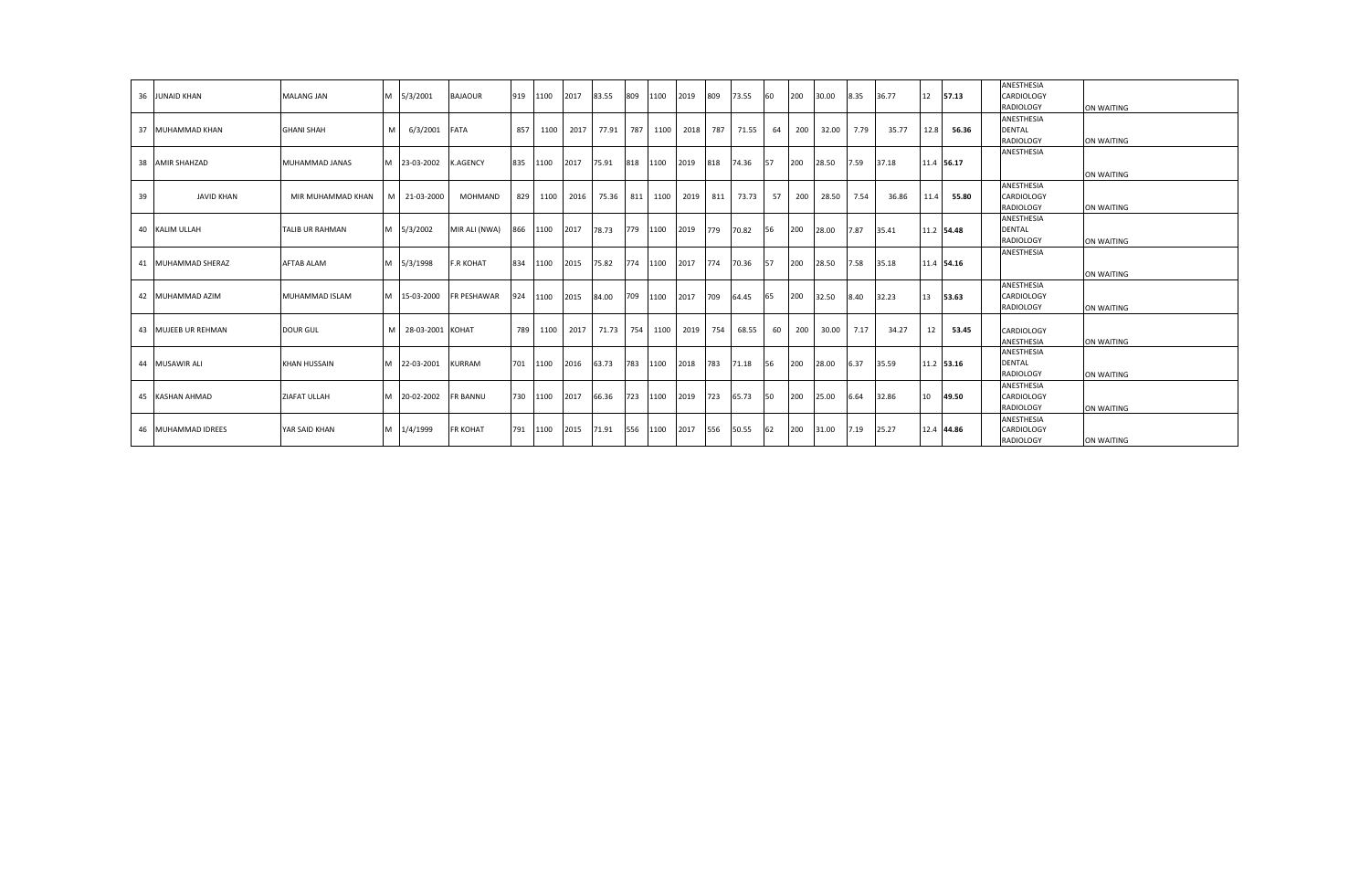| | | | | | | | | | | | | | | | | | | | | | | | | |
|---|---|---|---|---|---|---|---|---|---|---|---|---|---|---|---|---|---|---|---|---|---|---|---|---|
| 36 | JUNAID KHAN | MALANG JAN | M | 5/3/2001 | BAJAOUR | 919 | 1100 | 2017 | 83.55 | 809 | 1100 | 2019 | 809 | 73.55 | 60 | 200 | 30.00 | 8.35 | 36.77 | 12 | **57.13** | | ANESTHESIA CARDIOLOGY RADIOLOGY | ON WAITING |
| 37 | MUHAMMAD KHAN | GHANI SHAH | M | 6/3/2001 | FATA | 857 | 1100 | 2017 | 77.91 | 787 | 1100 | 2018 | 787 | 71.55 | 64 | 200 | 32.00 | 7.79 | 35.77 | 12.8 | **56.36** | | ANESTHESIA DENTAL RADIOLOGY | ON WAITING |
| 38 | AMIR SHAHZAD | MUHAMMAD JANAS | M | 23-03-2002 | K.AGENCY | 835 | 1100 | 2017 | 75.91 | 818 | 1100 | 2019 | 818 | 74.36 | 57 | 200 | 28.50 | 7.59 | 37.18 | 11.4 | **56.17** | | ANESTHESIA | ON WAITING |
| 39 | JAVID KHAN | MIR MUHAMMAD KHAN | M | 21-03-2000 | MOHMAND | 829 | 1100 | 2016 | 75.36 | 811 | 1100 | 2019 | 811 | 73.73 | 57 | 200 | 28.50 | 7.54 | 36.86 | 11.4 | **55.80** | | ANESTHESIA CARDIOLOGY RADIOLOGY | ON WAITING |
| 40 | KALIM ULLAH | TALIB UR RAHMAN | M | 5/3/2002 | MIR ALI (NWA) | 866 | 1100 | 2017 | 78.73 | 779 | 1100 | 2019 | 779 | 70.82 | 56 | 200 | 28.00 | 7.87 | 35.41 | 11.2 | **54.48** | | ANESTHESIA DENTAL RADIOLOGY | ON WAITING |
| 41 | MUHAMMAD SHERAZ | AFTAB ALAM | M | 5/3/1998 | F.R KOHAT | 834 | 1100 | 2015 | 75.82 | 774 | 1100 | 2017 | 774 | 70.36 | 57 | 200 | 28.50 | 7.58 | 35.18 | 11.4 | **54.16** | | ANESTHESIA | ON WAITING |
| 42 | MUHAMMAD AZIM | MUHAMMAD ISLAM | M | 15-03-2000 | FR PESHAWAR | 924 | 1100 | 2015 | 84.00 | 709 | 1100 | 2017 | 709 | 64.45 | 65 | 200 | 32.50 | 8.40 | 32.23 | 13 | **53.63** | | ANESTHESIA CARDIOLOGY RADIOLOGY | ON WAITING |
| 43 | MUJEEB UR REHMAN | DOUR GUL | M | 28-03-2001 | KOHAT | 789 | 1100 | 2017 | 71.73 | 754 | 1100 | 2019 | 754 | 68.55 | 60 | 200 | 30.00 | 7.17 | 34.27 | 12 | **53.45** | | CARDIOLOGY ANESTHESIA | ON WAITING |
| 44 | MUSAWIR ALI | KHAN HUSSAIN | M | 22-03-2001 | KURRAM | 701 | 1100 | 2016 | 63.73 | 783 | 1100 | 2018 | 783 | 71.18 | 56 | 200 | 28.00 | 6.37 | 35.59 | 11.2 | **53.16** | | ANESTHESIA DENTAL RADIOLOGY | ON WAITING |
| 45 | KASHAN AHMAD | ZIAFAT ULLAH | M | 20-02-2002 | FR BANNU | 730 | 1100 | 2017 | 66.36 | 723 | 1100 | 2019 | 723 | 65.73 | 50 | 200 | 25.00 | 6.64 | 32.86 | 10 | **49.50** | | ANESTHESIA CARDIOLOGY RADIOLOGY | ON WAITING |
| 46 | MUHAMMAD IDREES | YAR SAID KHAN | M | 1/4/1999 | FR KOHAT | 791 | 1100 | 2015 | 71.91 | 556 | 1100 | 2017 | 556 | 50.55 | 62 | 200 | 31.00 | 7.19 | 25.27 | 12.4 | **44.86** | | ANESTHESIA CARDIOLOGY RADIOLOGY | ON WAITING |